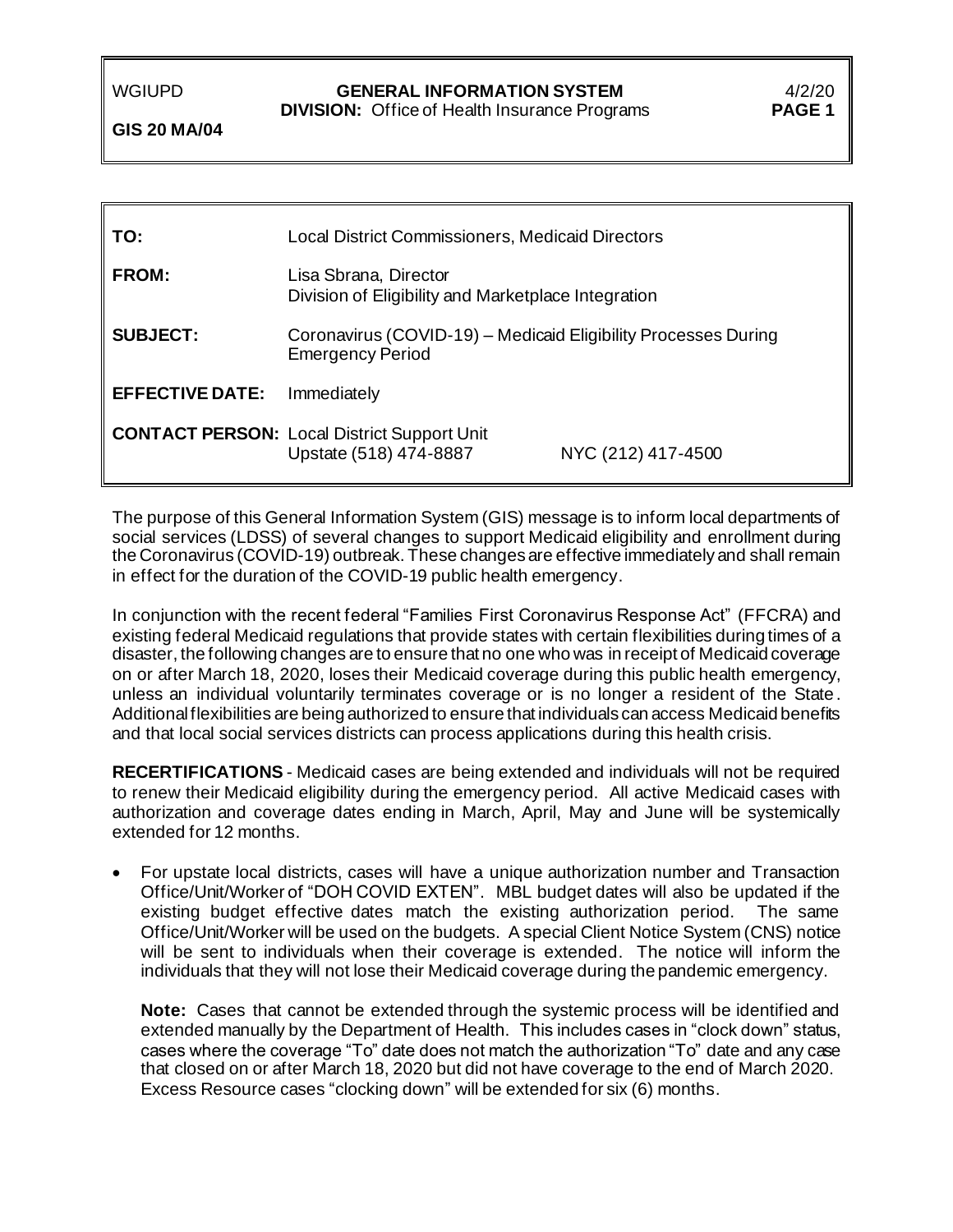WGIUPD **GENERAL INFORMATION SYSTEM** 4/2/20
**DIVISION:** Office of Health Insurance Programs **PAGE 1**

**GIS 20 MA/04**

| | |
|---|---|
| **TO:** | Local District Commissioners, Medicaid Directors |
| **FROM:** | Lisa Sbrana, Director<br>Division of Eligibility and Marketplace Integration |
| **SUBJECT:** | Coronavirus (COVID-19) – Medicaid Eligibility Processes During Emergency Period |
| **EFFECTIVE DATE:** | Immediately |
| **CONTACT PERSON:** | Local District Support Unit<br>Upstate (518) 474-8887 NYC (212) 417-4500 |

The purpose of this General Information System (GIS) message is to inform local departments of social services (LDSS) of several changes to support Medicaid eligibility and enrollment during the Coronavirus (COVID-19) outbreak. These changes are effective immediately and shall remain in effect for the duration of the COVID-19 public health emergency.

In conjunction with the recent federal "Families First Coronavirus Response Act" (FFCRA) and existing federal Medicaid regulations that provide states with certain flexibilities during times of a disaster, the following changes are to ensure that no one who was in receipt of Medicaid coverage on or after March 18, 2020, loses their Medicaid coverage during this public health emergency, unless an individual voluntarily terminates coverage or is no longer a resident of the State. Additional flexibilities are being authorized to ensure that individuals can access Medicaid benefits and that local social services districts can process applications during this health crisis.

**RECERTIFICATIONS** - Medicaid cases are being extended and individuals will not be required to renew their Medicaid eligibility during the emergency period. All active Medicaid cases with authorization and coverage dates ending in March, April, May and June will be systemically extended for 12 months.

- For upstate local districts, cases will have a unique authorization number and Transaction Office/Unit/Worker of "DOH COVID EXTEN". MBL budget dates will also be updated if the existing budget effective dates match the existing authorization period. The same Office/Unit/Worker will be used on the budgets. A special Client Notice System (CNS) notice will be sent to individuals when their coverage is extended. The notice will inform the individuals that they will not lose their Medicaid coverage during the pandemic emergency.

  **Note:** Cases that cannot be extended through the systemic process will be identified and extended manually by the Department of Health. This includes cases in "clock down" status, cases where the coverage "To" date does not match the authorization "To" date and any case that closed on or after March 18, 2020 but did not have coverage to the end of March 2020. Excess Resource cases "clocking down" will be extended for six (6) months.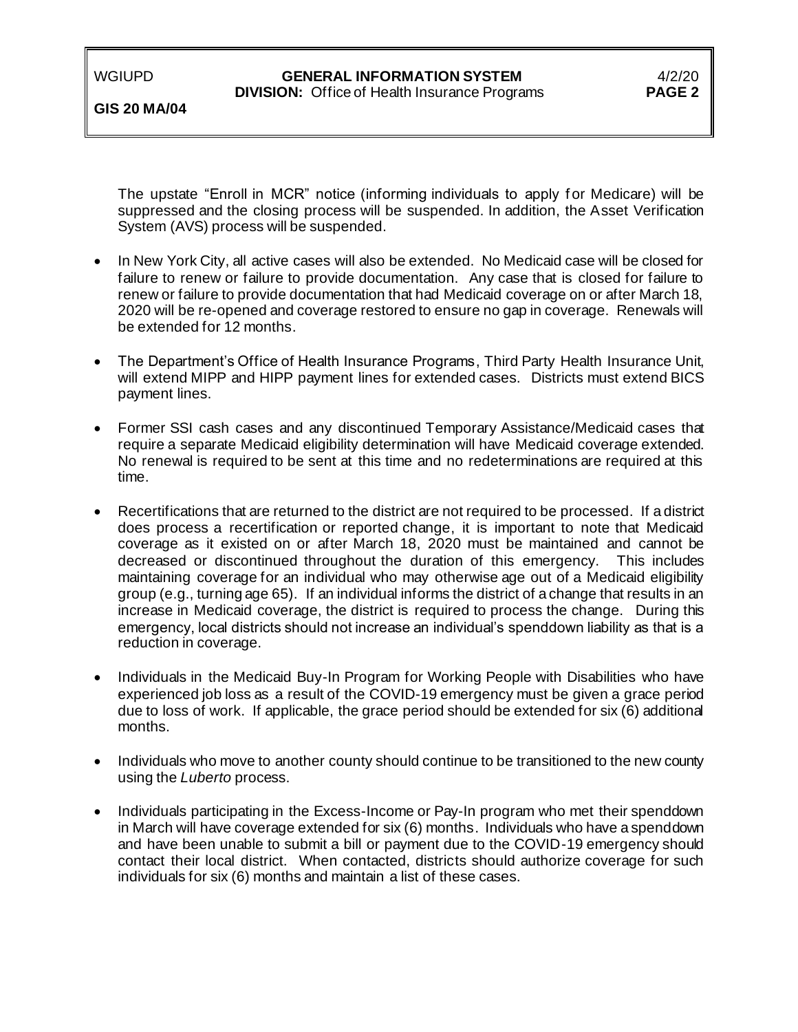The upstate "Enroll in MCR" notice (informing individuals to apply for Medicare) will be suppressed and the closing process will be suspended. In addition, the Asset Verification System (AVS) process will be suspended.

- In New York City, all active cases will also be extended. No Medicaid case will be closed for failure to renew or failure to provide documentation. Any case that is closed for failure to renew or failure to provide documentation that had Medicaid coverage on or after March 18, 2020 will be re-opened and coverage restored to ensure no gap in coverage. Renewals will be extended for 12 months.

- The Department's Office of Health Insurance Programs, Third Party Health Insurance Unit, will extend MIPP and HIPP payment lines for extended cases. Districts must extend BICS payment lines.

- Former SSI cash cases and any discontinued Temporary Assistance/Medicaid cases that require a separate Medicaid eligibility determination will have Medicaid coverage extended. No renewal is required to be sent at this time and no redeterminations are required at this time.

- Recertifications that are returned to the district are not required to be processed. If a district does process a recertification or reported change, it is important to note that Medicaid coverage as it existed on or after March 18, 2020 must be maintained and cannot be decreased or discontinued throughout the duration of this emergency. This includes maintaining coverage for an individual who may otherwise age out of a Medicaid eligibility group (e.g., turning age 65). If an individual informs the district of a change that results in an increase in Medicaid coverage, the district is required to process the change. During this emergency, local districts should not increase an individual's spenddown liability as that is a reduction in coverage.

- Individuals in the Medicaid Buy-In Program for Working People with Disabilities who have experienced job loss as a result of the COVID-19 emergency must be given a grace period due to loss of work. If applicable, the grace period should be extended for six (6) additional months.

- Individuals who move to another county should continue to be transitioned to the new county using the *Luberto* process.

- Individuals participating in the Excess-Income or Pay-In program who met their spenddown in March will have coverage extended for six (6) months. Individuals who have a spenddown and have been unable to submit a bill or payment due to the COVID-19 emergency should contact their local district. When contacted, districts should authorize coverage for such individuals for six (6) months and maintain a list of these cases.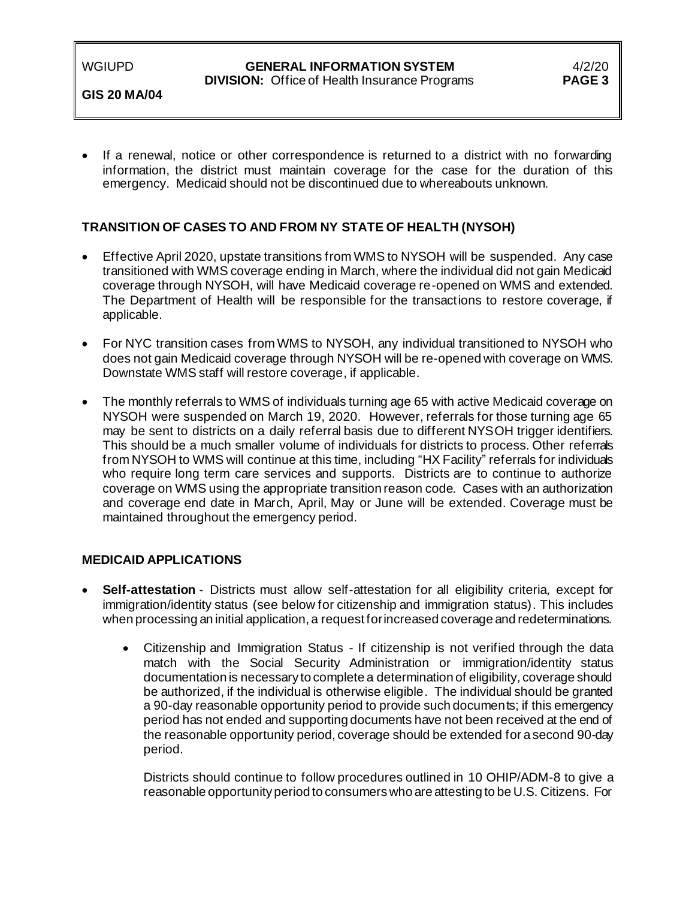- If a renewal, notice or other correspondence is returned to a district with no forwarding information, the district must maintain coverage for the case for the duration of this emergency. Medicaid should not be discontinued due to whereabouts unknown.

## TRANSITION OF CASES TO AND FROM NY STATE OF HEALTH (NYSOH)

- Effective April 2020, upstate transitions from WMS to NYSOH will be suspended. Any case transitioned with WMS coverage ending in March, where the individual did not gain Medicaid coverage through NYSOH, will have Medicaid coverage re-opened on WMS and extended. The Department of Health will be responsible for the transactions to restore coverage, if applicable.

- For NYC transition cases from WMS to NYSOH, any individual transitioned to NYSOH who does not gain Medicaid coverage through NYSOH will be re-opened with coverage on WMS. Downstate WMS staff will restore coverage, if applicable.

- The monthly referrals to WMS of individuals turning age 65 with active Medicaid coverage on NYSOH were suspended on March 19, 2020. However, referrals for those turning age 65 may be sent to districts on a daily referral basis due to different NYSOH trigger identifiers. This should be a much smaller volume of individuals for districts to process. Other referrals from NYSOH to WMS will continue at this time, including "HX Facility" referrals for individuals who require long term care services and supports. Districts are to continue to authorize coverage on WMS using the appropriate transition reason code. Cases with an authorization and coverage end date in March, April, May or June will be extended. Coverage must be maintained throughout the emergency period.

## MEDICAID APPLICATIONS

- **Self-attestation** - Districts must allow self-attestation for all eligibility criteria, except for immigration/identity status (see below for citizenship and immigration status). This includes when processing an initial application, a request for increased coverage and redeterminations.

    - Citizenship and Immigration Status - If citizenship is not verified through the data match with the Social Security Administration or immigration/identity status documentation is necessary to complete a determination of eligibility, coverage should be authorized, if the individual is otherwise eligible. The individual should be granted a 90-day reasonable opportunity period to provide such documents; if this emergency period has not ended and supporting documents have not been received at the end of the reasonable opportunity period, coverage should be extended for a second 90-day period.

      Districts should continue to follow procedures outlined in 10 OHIP/ADM-8 to give a reasonable opportunity period to consumers who are attesting to be U.S. Citizens. For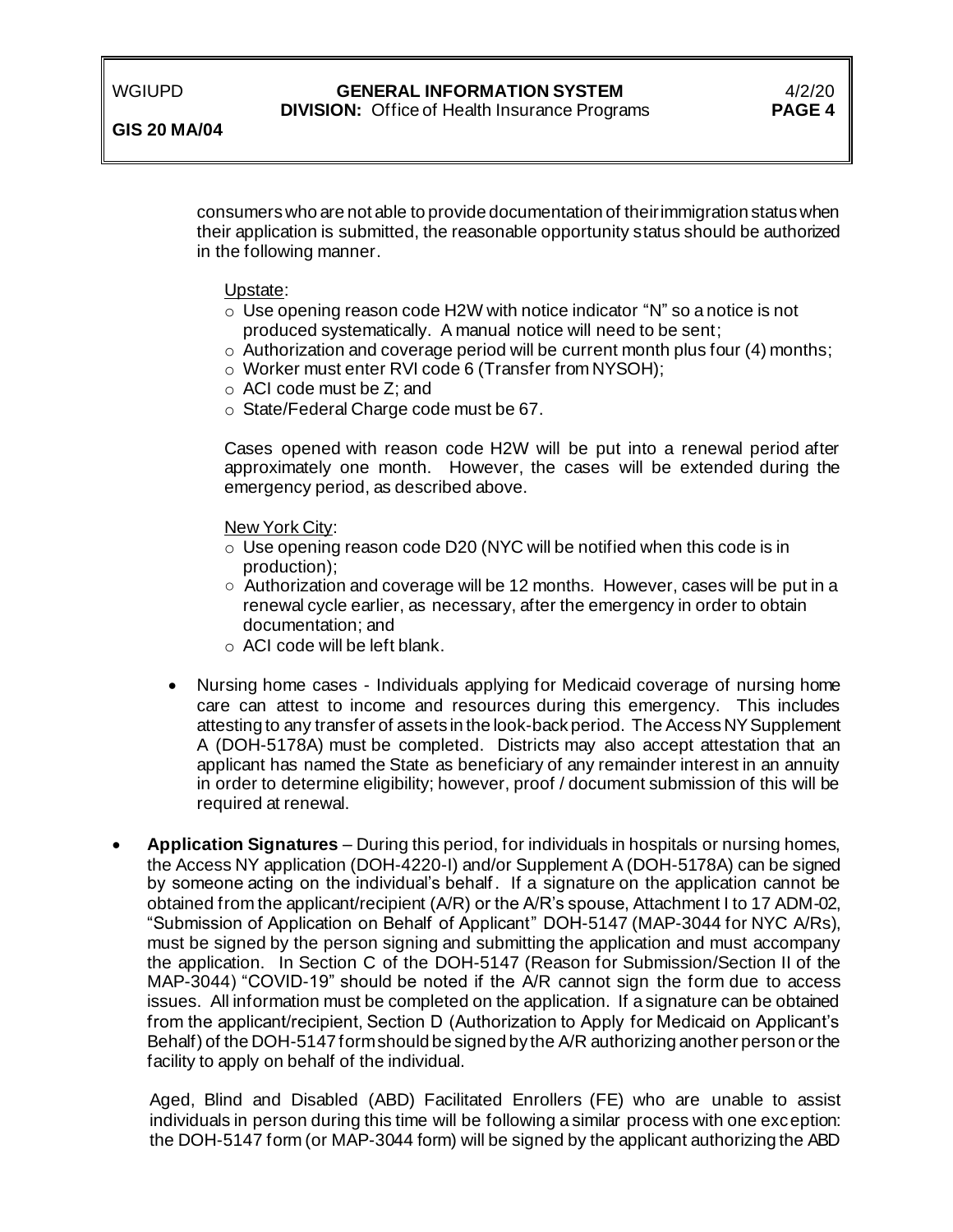consumers who are not able to provide documentation of their immigration status when their application is submitted, the reasonable opportunity status should be authorized in the following manner.

Upstate:

- Use opening reason code H2W with notice indicator "N" so a notice is not produced systematically. A manual notice will need to be sent;
- Authorization and coverage period will be current month plus four (4) months;
- Worker must enter RVI code 6 (Transfer from NYSOH);
- ACI code must be Z; and
- State/Federal Charge code must be 67.

Cases opened with reason code H2W will be put into a renewal period after approximately one month. However, the cases will be extended during the emergency period, as described above.

New York City:

- Use opening reason code D20 (NYC will be notified when this code is in production);
- Authorization and coverage will be 12 months. However, cases will be put in a renewal cycle earlier, as necessary, after the emergency in order to obtain documentation; and
- ACI code will be left blank.

- Nursing home cases - Individuals applying for Medicaid coverage of nursing home care can attest to income and resources during this emergency. This includes attesting to any transfer of assets in the look-back period. The Access NY Supplement A (DOH-5178A) must be completed. Districts may also accept attestation that an applicant has named the State as beneficiary of any remainder interest in an annuity in order to determine eligibility; however, proof / document submission of this will be required at renewal.

- **Application Signatures** – During this period, for individuals in hospitals or nursing homes, the Access NY application (DOH-4220-I) and/or Supplement A (DOH-5178A) can be signed by someone acting on the individual's behalf. If a signature on the application cannot be obtained from the applicant/recipient (A/R) or the A/R's spouse, Attachment I to 17 ADM-02, "Submission of Application on Behalf of Applicant" DOH-5147 (MAP-3044 for NYC A/Rs), must be signed by the person signing and submitting the application and must accompany the application. In Section C of the DOH-5147 (Reason for Submission/Section II of the MAP-3044) "COVID-19" should be noted if the A/R cannot sign the form due to access issues. All information must be completed on the application. If a signature can be obtained from the applicant/recipient, Section D (Authorization to Apply for Medicaid on Applicant's Behalf) of the DOH-5147 form should be signed by the A/R authorizing another person or the facility to apply on behalf of the individual.

  Aged, Blind and Disabled (ABD) Facilitated Enrollers (FE) who are unable to assist individuals in person during this time will be following a similar process with one exception: the DOH-5147 form (or MAP-3044 form) will be signed by the applicant authorizing the ABD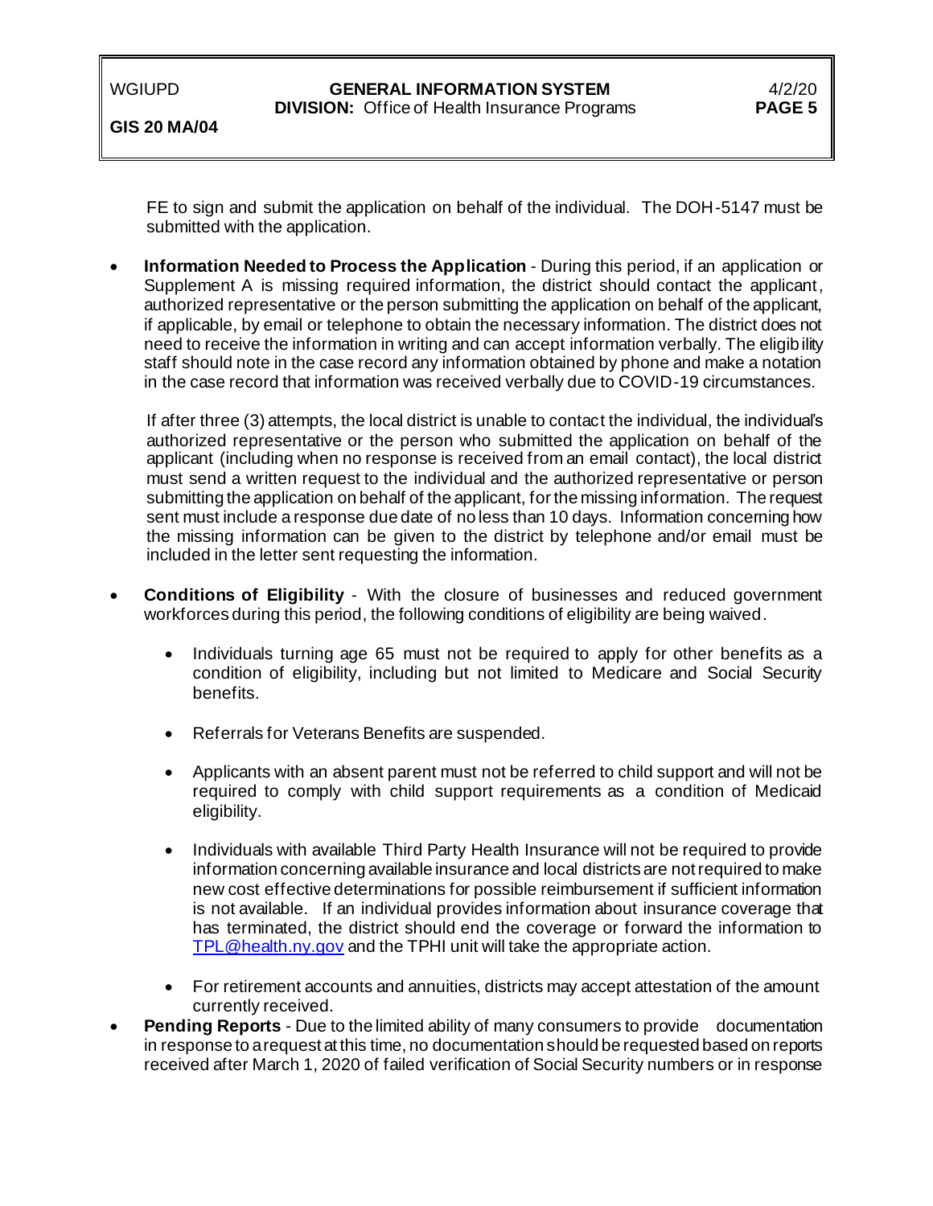FE to sign and submit the application on behalf of the individual. The DOH-5147 must be submitted with the application.

- **Information Needed to Process the Application** - During this period, if an application or Supplement A is missing required information, the district should contact the applicant, authorized representative or the person submitting the application on behalf of the applicant, if applicable, by email or telephone to obtain the necessary information. The district does not need to receive the information in writing and can accept information verbally. The eligibility staff should note in the case record any information obtained by phone and make a notation in the case record that information was received verbally due to COVID-19 circumstances.

  If after three (3) attempts, the local district is unable to contact the individual, the individual's authorized representative or the person who submitted the application on behalf of the applicant (including when no response is received from an email contact), the local district must send a written request to the individual and the authorized representative or person submitting the application on behalf of the applicant, for the missing information. The request sent must include a response due date of no less than 10 days. Information concerning how the missing information can be given to the district by telephone and/or email must be included in the letter sent requesting the information.

- **Conditions of Eligibility** - With the closure of businesses and reduced government workforces during this period, the following conditions of eligibility are being waived.

  - Individuals turning age 65 must not be required to apply for other benefits as a condition of eligibility, including but not limited to Medicare and Social Security benefits.

  - Referrals for Veterans Benefits are suspended.

  - Applicants with an absent parent must not be referred to child support and will not be required to comply with child support requirements as a condition of Medicaid eligibility.

  - Individuals with available Third Party Health Insurance will not be required to provide information concerning available insurance and local districts are not required to make new cost effective determinations for possible reimbursement if sufficient information is not available. If an individual provides information about insurance coverage that has terminated, the district should end the coverage or forward the information to TPL@health.ny.gov and the TPHI unit will take the appropriate action.

  - For retirement accounts and annuities, districts may accept attestation of the amount currently received.

- **Pending Reports** - Due to the limited ability of many consumers to provide documentation in response to a request at this time, no documentation should be requested based on reports received after March 1, 2020 of failed verification of Social Security numbers or in response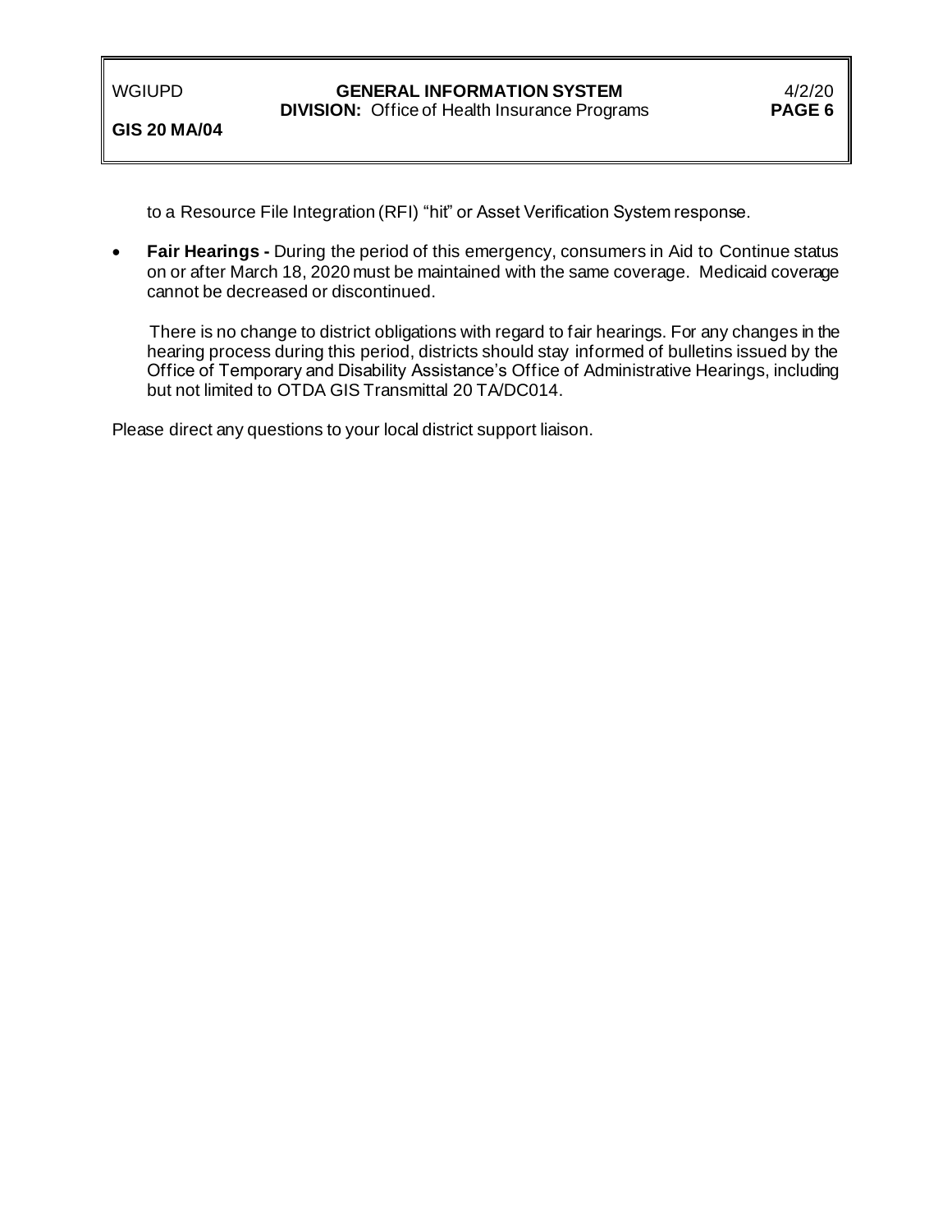to a Resource File Integration (RFI) "hit" or Asset Verification System response.

- **Fair Hearings -** During the period of this emergency, consumers in Aid to Continue status on or after March 18, 2020 must be maintained with the same coverage. Medicaid coverage cannot be decreased or discontinued.

  There is no change to district obligations with regard to fair hearings. For any changes in the hearing process during this period, districts should stay informed of bulletins issued by the Office of Temporary and Disability Assistance's Office of Administrative Hearings, including but not limited to OTDA GIS Transmittal 20 TA/DC014.

Please direct any questions to your local district support liaison.